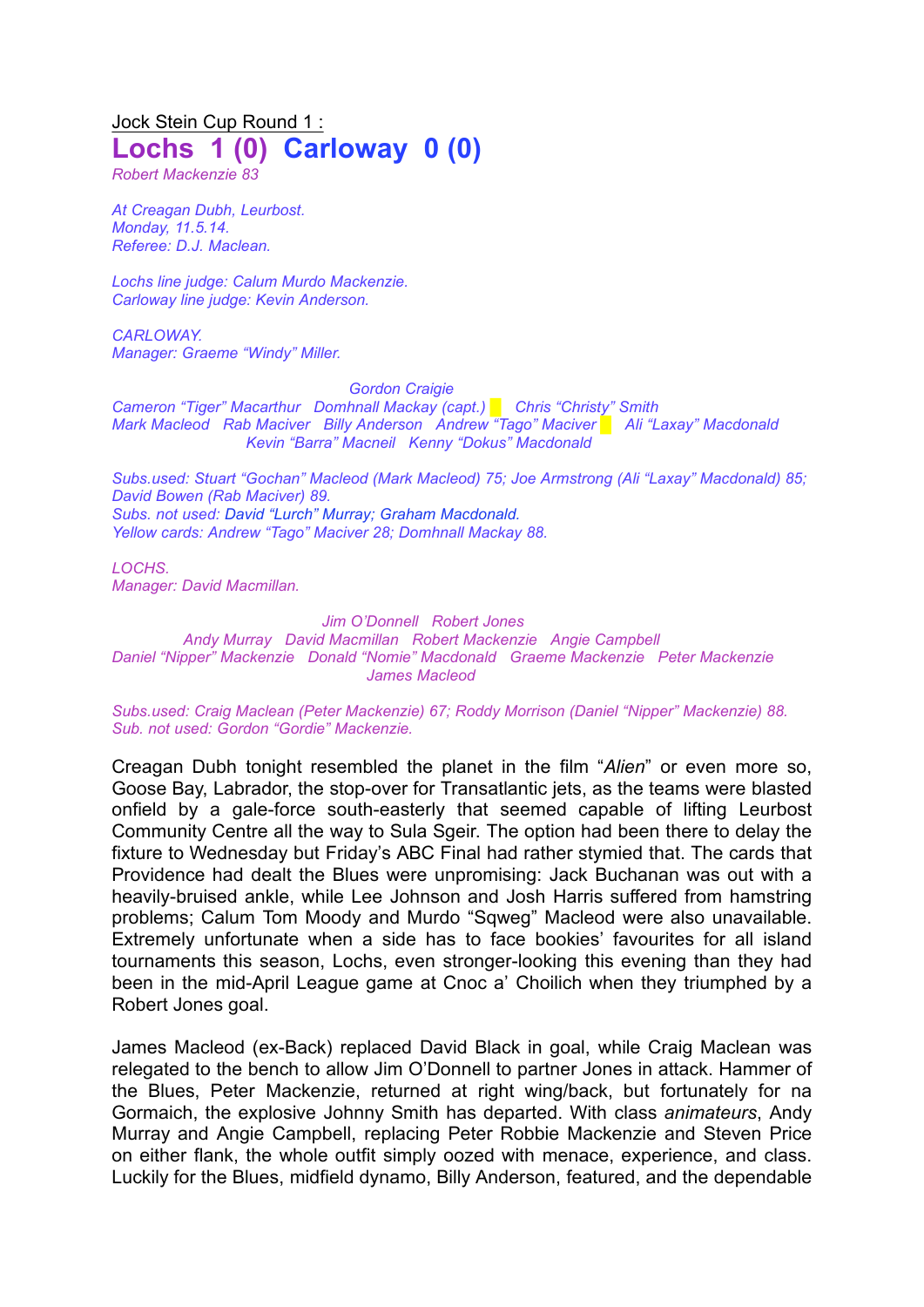Jock Stein Cup Round 1 :

# Lochs 1 (0) Carloway 0 (0)

*Robert Mackenzie 83*

*At Creagan Dubh, Leurbost.*
*Monday, 11.5.14.*
*Referee: D.J. Maclean.*

*Lochs line judge: Calum Murdo Mackenzie.*
*Carloway line judge: Kevin Anderson.*

*CARLOWAY.*
*Manager: Graeme "Windy" Miller.*

*Gordon Craigie*
*Cameron "Tiger" Macarthur Domhnall Mackay (capt.) Chris "Christy" Smith*
*Mark Macleod Rab Maciver Billy Anderson Andrew "Tago" Maciver Ali "Laxay" Macdonald*
*Kevin "Barra" Macneil Kenny "Dokus" Macdonald*

*Subs.used: Stuart "Gochan" Macleod (Mark Macleod) 75; Joe Armstrong (Ali "Laxay" Macdonald) 85; David Bowen (Rab Maciver) 89.*
*Subs. not used: David "Lurch" Murray; Graham Macdonald.*
*Yellow cards: Andrew "Tago" Maciver 28; Domhnall Mackay 88.*

*LOCHS.*
*Manager: David Macmillan.*

*Jim O'Donnell Robert Jones*
*Andy Murray David Macmillan Robert Mackenzie Angie Campbell*
*Daniel "Nipper" Mackenzie Donald "Nomie" Macdonald Graeme Mackenzie Peter Mackenzie*
*James Macleod*

*Subs.used: Craig Maclean (Peter Mackenzie) 67; Roddy Morrison (Daniel "Nipper" Mackenzie) 88.*
*Sub. not used: Gordon "Gordie" Mackenzie.*

Creagan Dubh tonight resembled the planet in the film "*Alien*" or even more so, Goose Bay, Labrador, the stop-over for Transatlantic jets, as the teams were blasted onfield by a gale-force south-easterly that seemed capable of lifting Leurbost Community Centre all the way to Sula Sgeir. The option had been there to delay the fixture to Wednesday but Friday's ABC Final had rather stymied that. The cards that Providence had dealt the Blues were unpromising: Jack Buchanan was out with a heavily-bruised ankle, while Lee Johnson and Josh Harris suffered from hamstring problems; Calum Tom Moody and Murdo "Sqweg" Macleod were also unavailable. Extremely unfortunate when a side has to face bookies' favourites for all island tournaments this season, Lochs, even stronger-looking this evening than they had been in the mid-April League game at Cnoc a' Choilich when they triumphed by a Robert Jones goal.

James Macleod (ex-Back) replaced David Black in goal, while Craig Maclean was relegated to the bench to allow Jim O'Donnell to partner Jones in attack. Hammer of the Blues, Peter Mackenzie, returned at right wing/back, but fortunately for na Gormaich, the explosive Johnny Smith has departed. With class *animateurs*, Andy Murray and Angie Campbell, replacing Peter Robbie Mackenzie and Steven Price on either flank, the whole outfit simply oozed with menace, experience, and class. Luckily for the Blues, midfield dynamo, Billy Anderson, featured, and the dependable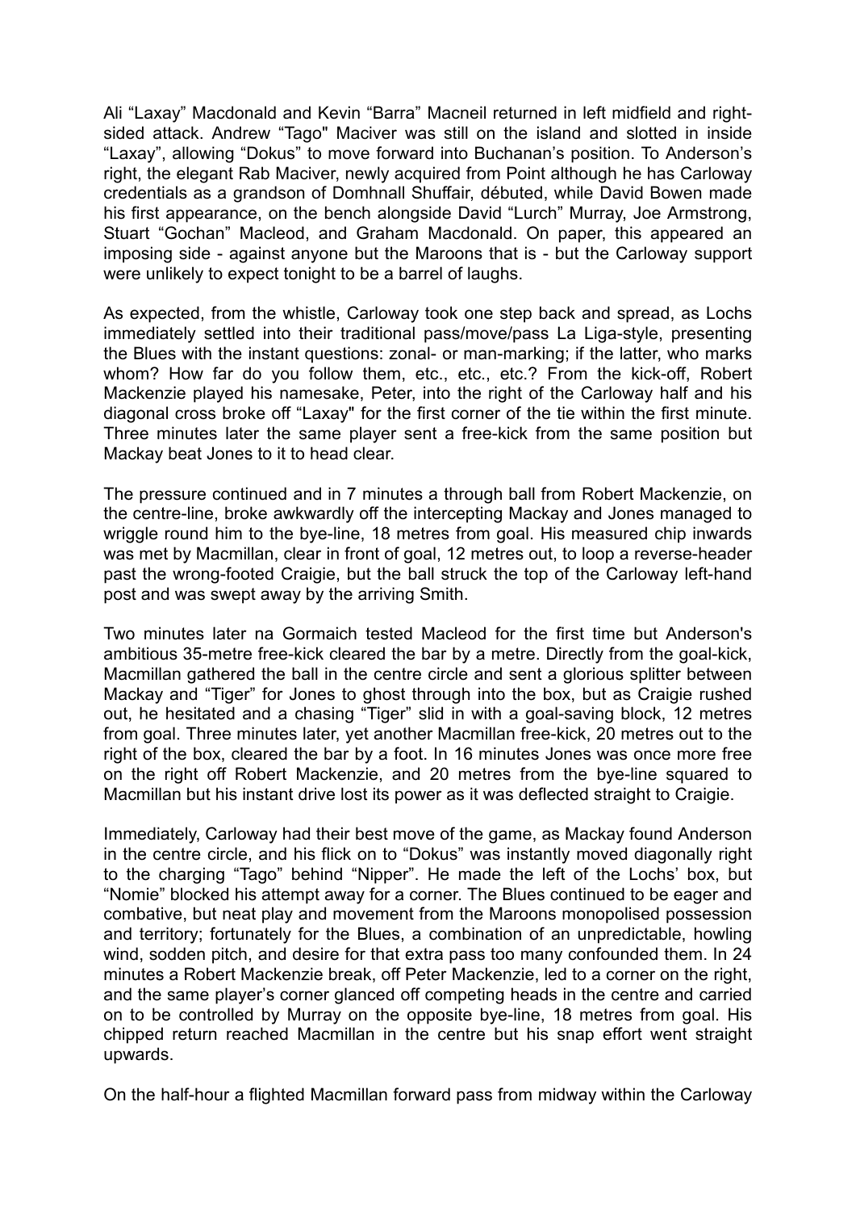Ali "Laxay" Macdonald and Kevin "Barra" Macneil returned in left midfield and right-sided attack. Andrew "Tago" Maciver was still on the island and slotted in inside "Laxay", allowing "Dokus" to move forward into Buchanan's position. To Anderson's right, the elegant Rab Maciver, newly acquired from Point although he has Carloway credentials as a grandson of Domhnall Shuffair, débuted, while David Bowen made his first appearance, on the bench alongside David "Lurch" Murray, Joe Armstrong, Stuart "Gochan" Macleod, and Graham Macdonald. On paper, this appeared an imposing side - against anyone but the Maroons that is - but the Carloway support were unlikely to expect tonight to be a barrel of laughs.

As expected, from the whistle, Carloway took one step back and spread, as Lochs immediately settled into their traditional pass/move/pass La Liga-style, presenting the Blues with the instant questions: zonal- or man-marking; if the latter, who marks whom? How far do you follow them, etc., etc., etc.? From the kick-off, Robert Mackenzie played his namesake, Peter, into the right of the Carloway half and his diagonal cross broke off "Laxay" for the first corner of the tie within the first minute. Three minutes later the same player sent a free-kick from the same position but Mackay beat Jones to it to head clear.

The pressure continued and in 7 minutes a through ball from Robert Mackenzie, on the centre-line, broke awkwardly off the intercepting Mackay and Jones managed to wriggle round him to the bye-line, 18 metres from goal. His measured chip inwards was met by Macmillan, clear in front of goal, 12 metres out, to loop a reverse-header past the wrong-footed Craigie, but the ball struck the top of the Carloway left-hand post and was swept away by the arriving Smith.

Two minutes later na Gormaich tested Macleod for the first time but Anderson's ambitious 35-metre free-kick cleared the bar by a metre. Directly from the goal-kick, Macmillan gathered the ball in the centre circle and sent a glorious splitter between Mackay and "Tiger" for Jones to ghost through into the box, but as Craigie rushed out, he hesitated and a chasing "Tiger" slid in with a goal-saving block, 12 metres from goal. Three minutes later, yet another Macmillan free-kick, 20 metres out to the right of the box, cleared the bar by a foot. In 16 minutes Jones was once more free on the right off Robert Mackenzie, and 20 metres from the bye-line squared to Macmillan but his instant drive lost its power as it was deflected straight to Craigie.

Immediately, Carloway had their best move of the game, as Mackay found Anderson in the centre circle, and his flick on to "Dokus" was instantly moved diagonally right to the charging "Tago" behind "Nipper". He made the left of the Lochs' box, but "Nomie" blocked his attempt away for a corner. The Blues continued to be eager and combative, but neat play and movement from the Maroons monopolised possession and territory; fortunately for the Blues, a combination of an unpredictable, howling wind, sodden pitch, and desire for that extra pass too many confounded them. In 24 minutes a Robert Mackenzie break, off Peter Mackenzie, led to a corner on the right, and the same player's corner glanced off competing heads in the centre and carried on to be controlled by Murray on the opposite bye-line, 18 metres from goal. His chipped return reached Macmillan in the centre but his snap effort went straight upwards.

On the half-hour a flighted Macmillan forward pass from midway within the Carloway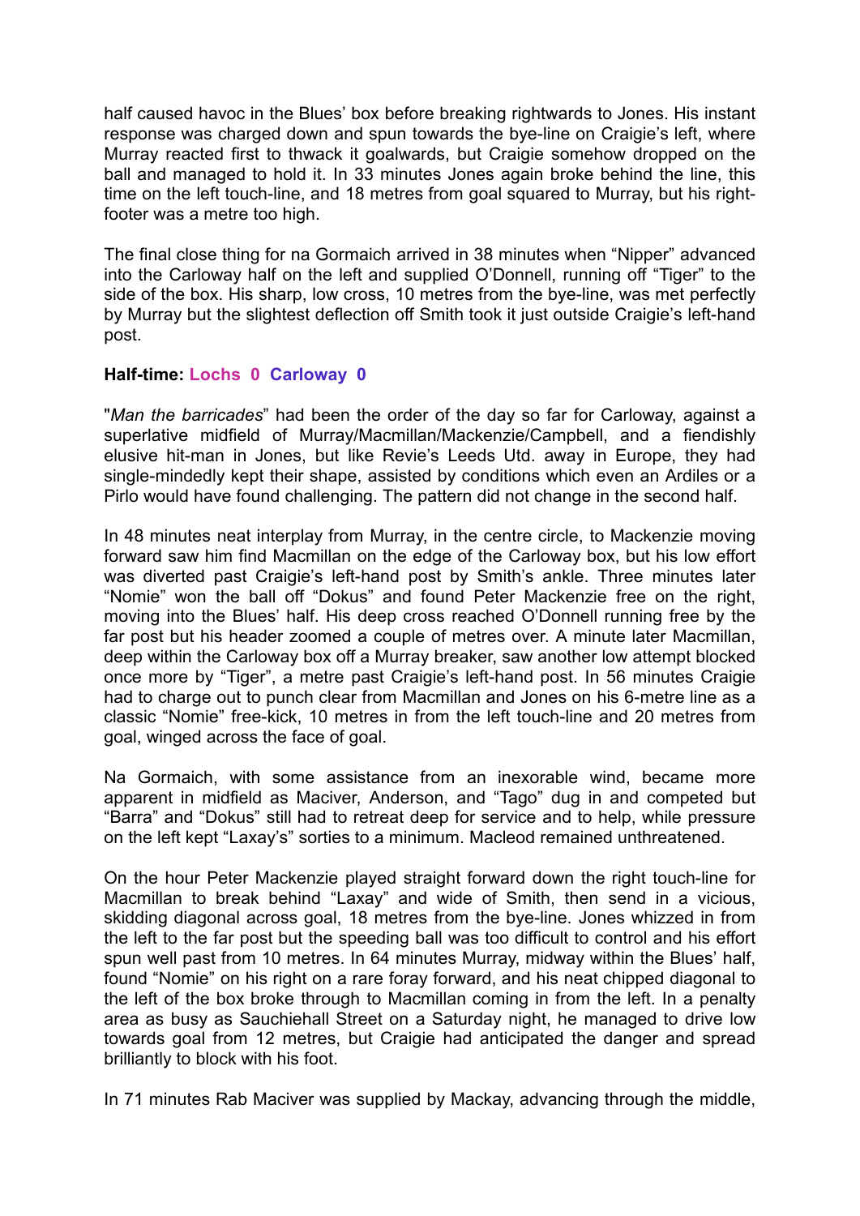half caused havoc in the Blues' box before breaking rightwards to Jones. His instant response was charged down and spun towards the bye-line on Craigie's left, where Murray reacted first to thwack it goalwards, but Craigie somehow dropped on the ball and managed to hold it. In 33 minutes Jones again broke behind the line, this time on the left touch-line, and 18 metres from goal squared to Murray, but his right-footer was a metre too high.

The final close thing for na Gormaich arrived in 38 minutes when "Nipper" advanced into the Carloway half on the left and supplied O'Donnell, running off "Tiger" to the side of the box. His sharp, low cross, 10 metres from the bye-line, was met perfectly by Murray but the slightest deflection off Smith took it just outside Craigie's left-hand post.

**Half-time: Lochs 0 Carloway 0**

"*Man the barricades*" had been the order of the day so far for Carloway, against a superlative midfield of Murray/Macmillan/Mackenzie/Campbell, and a fiendishly elusive hit-man in Jones, but like Revie's Leeds Utd. away in Europe, they had single-mindedly kept their shape, assisted by conditions which even an Ardiles or a Pirlo would have found challenging. The pattern did not change in the second half.

In 48 minutes neat interplay from Murray, in the centre circle, to Mackenzie moving forward saw him find Macmillan on the edge of the Carloway box, but his low effort was diverted past Craigie's left-hand post by Smith's ankle. Three minutes later "Nomie" won the ball off "Dokus" and found Peter Mackenzie free on the right, moving into the Blues' half. His deep cross reached O'Donnell running free by the far post but his header zoomed a couple of metres over. A minute later Macmillan, deep within the Carloway box off a Murray breaker, saw another low attempt blocked once more by "Tiger", a metre past Craigie's left-hand post. In 56 minutes Craigie had to charge out to punch clear from Macmillan and Jones on his 6-metre line as a classic "Nomie" free-kick, 10 metres in from the left touch-line and 20 metres from goal, winged across the face of goal.

Na Gormaich, with some assistance from an inexorable wind, became more apparent in midfield as Maciver, Anderson, and "Tago" dug in and competed but "Barra" and "Dokus" still had to retreat deep for service and to help, while pressure on the left kept "Laxay's" sorties to a minimum. Macleod remained unthreatened.

On the hour Peter Mackenzie played straight forward down the right touch-line for Macmillan to break behind "Laxay" and wide of Smith, then send in a vicious, skidding diagonal across goal, 18 metres from the bye-line. Jones whizzed in from the left to the far post but the speeding ball was too difficult to control and his effort spun well past from 10 metres. In 64 minutes Murray, midway within the Blues' half, found "Nomie" on his right on a rare foray forward, and his neat chipped diagonal to the left of the box broke through to Macmillan coming in from the left. In a penalty area as busy as Sauchiehall Street on a Saturday night, he managed to drive low towards goal from 12 metres, but Craigie had anticipated the danger and spread brilliantly to block with his foot.

In 71 minutes Rab Maciver was supplied by Mackay, advancing through the middle,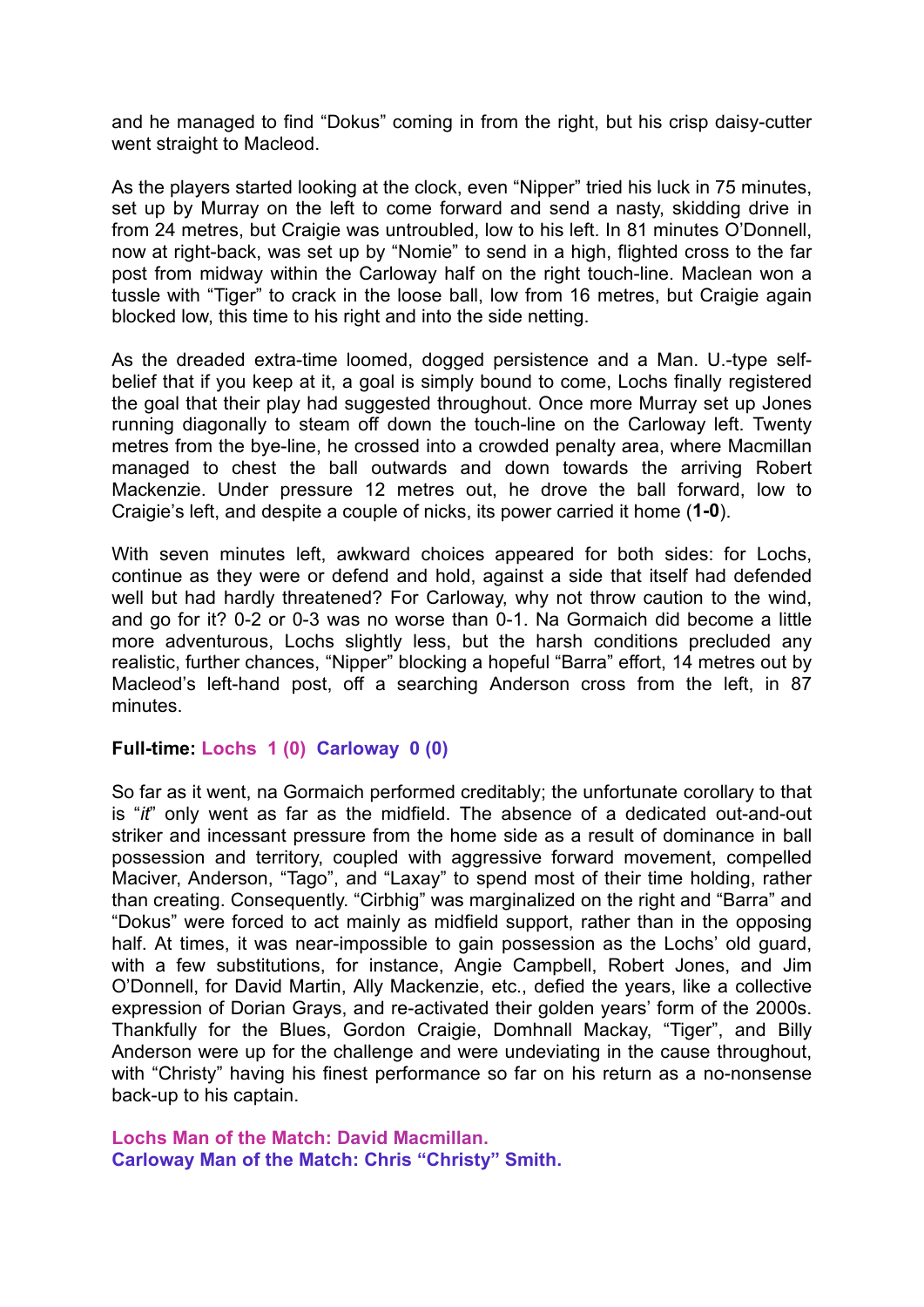and he managed to find “Dokus” coming in from the right, but his crisp daisy-cutter went straight to Macleod.

As the players started looking at the clock, even “Nipper” tried his luck in 75 minutes, set up by Murray on the left to come forward and send a nasty, skidding drive in from 24 metres, but Craigie was untroubled, low to his left. In 81 minutes O’Donnell, now at right-back, was set up by “Nomie” to send in a high, flighted cross to the far post from midway within the Carloway half on the right touch-line. Maclean won a tussle with “Tiger” to crack in the loose ball, low from 16 metres, but Craigie again blocked low, this time to his right and into the side netting.

As the dreaded extra-time loomed, dogged persistence and a Man. U.-type self-belief that if you keep at it, a goal is simply bound to come, Lochs finally registered the goal that their play had suggested throughout. Once more Murray set up Jones running diagonally to steam off down the touch-line on the Carloway left. Twenty metres from the bye-line, he crossed into a crowded penalty area, where Macmillan managed to chest the ball outwards and down towards the arriving Robert Mackenzie. Under pressure 12 metres out, he drove the ball forward, low to Craigie’s left, and despite a couple of nicks, its power carried it home (**1-0**).

With seven minutes left, awkward choices appeared for both sides: for Lochs, continue as they were or defend and hold, against a side that itself had defended well but had hardly threatened? For Carloway, why not throw caution to the wind, and go for it? 0-2 or 0-3 was no worse than 0-1. Na Gormaich did become a little more adventurous, Lochs slightly less, but the harsh conditions precluded any realistic, further chances, “Nipper” blocking a hopeful “Barra” effort, 14 metres out by Macleod’s left-hand post, off a searching Anderson cross from the left, in 87 minutes.

**Full-time: Lochs 1 (0) Carloway 0 (0)**

So far as it went, na Gormaich performed creditably; the unfortunate corollary to that is “*it*” only went as far as the midfield. The absence of a dedicated out-and-out striker and incessant pressure from the home side as a result of dominance in ball possession and territory, coupled with aggressive forward movement, compelled Maciver, Anderson, “Tago”, and “Laxay” to spend most of their time holding, rather than creating. Consequently. “Cirbhig” was marginalized on the right and “Barra” and “Dokus” were forced to act mainly as midfield support, rather than in the opposing half. At times, it was near-impossible to gain possession as the Lochs’ old guard, with a few substitutions, for instance, Angie Campbell, Robert Jones, and Jim O’Donnell, for David Martin, Ally Mackenzie, etc., defied the years, like a collective expression of Dorian Grays, and re-activated their golden years’ form of the 2000s. Thankfully for the Blues, Gordon Craigie, Domhnall Mackay, “Tiger”, and Billy Anderson were up for the challenge and were undeviating in the cause throughout, with “Christy” having his finest performance so far on his return as a no-nonsense back-up to his captain.

**Lochs Man of the Match: David Macmillan.**
**Carloway Man of the Match: Chris “Christy” Smith.**